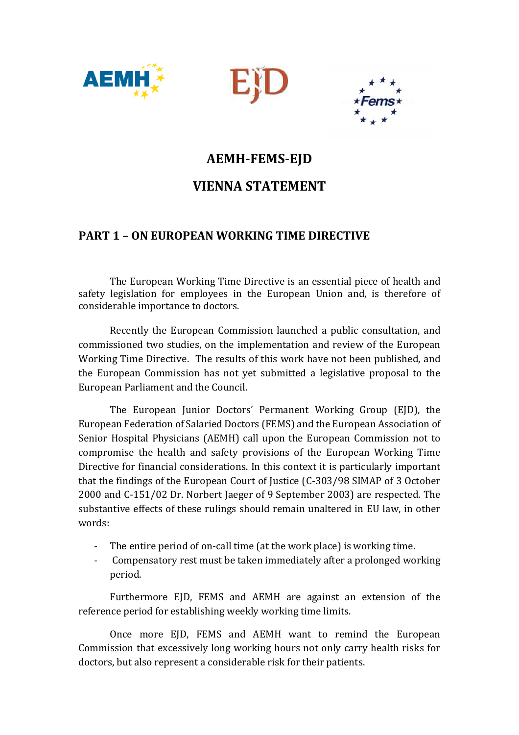# AEMH-FEMS-EJD

# VIENNA STATEMENT

## PART 1 – ON EUROPEAN WORKING TIME DIRECTIVE

The European Working Time Directive is an essential piece of health and safety legislation for employees in the European Union and, is therefore of considerable importance to doctors.

Recently the European Commission launched a public consultation, and commissioned two studies, on the implementation and review of the European Working Time Directive. The results of this work have not been published, and the European Commission has not yet submitted a legislative proposal to the European Parliament and the Council.

The European Junior Doctors' Permanent Working Group (EJD), the European Federation of Salaried Doctors (FEMS) and the European Association of Senior Hospital Physicians (AEMH) call upon the European Commission not to compromise the health and safety provisions of the European Working Time Directive for financial considerations. In this context it is particularly important that the findings of the European Court of Justice (C-303/98 SIMAP of 3 October 2000 and C-151/02 Dr. Norbert Jaeger of 9 September 2003) are respected. The substantive effects of these rulings should remain unaltered in EU law, in other words:

- The entire period of on-call time (at the work place) is working time.
- Compensatory rest must be taken immediately after a prolonged working period.

Furthermore EJD, FEMS and AEMH are against an extension of the reference period for establishing weekly working time limits.

Once more EJD, FEMS and AEMH want to remind the European Commission that excessively long working hours not only carry health risks for doctors, but also represent a considerable risk for their patients.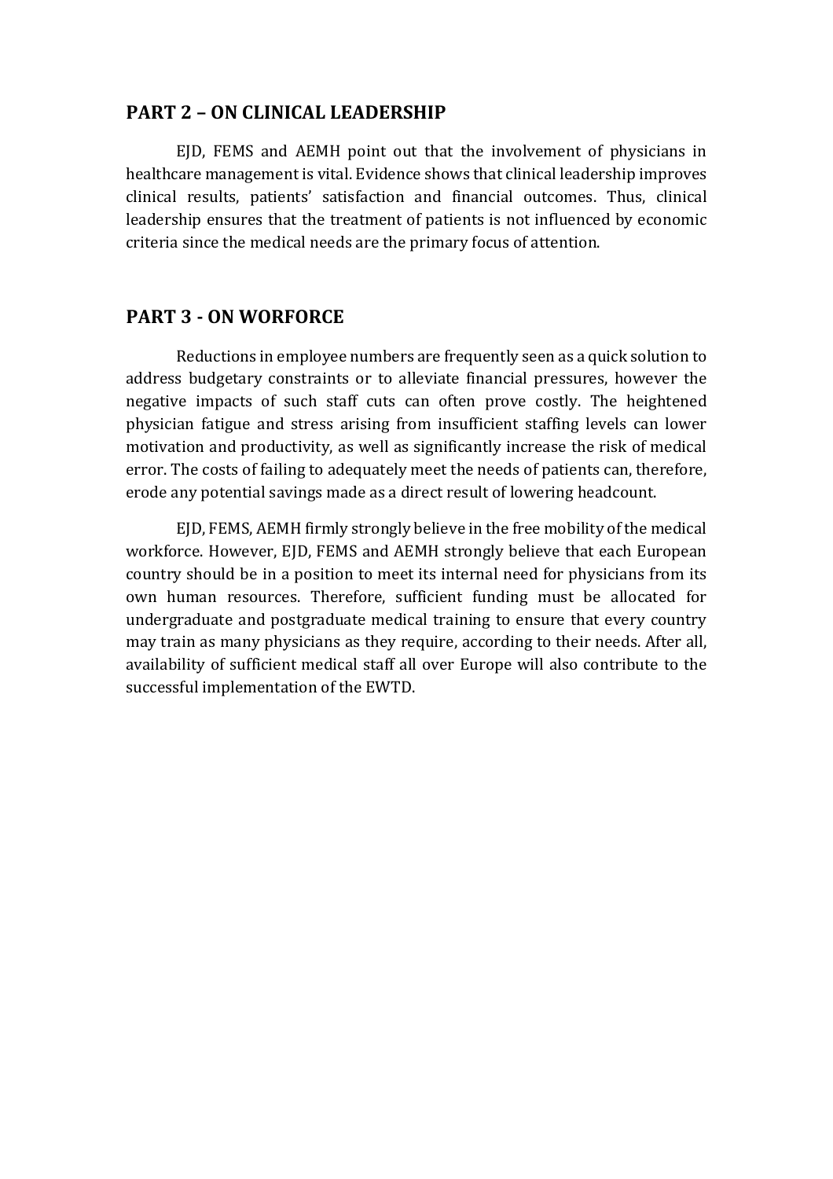## PART 2 – ON CLINICAL LEADERSHIP

EJD, FEMS and AEMH point out that the involvement of physicians in healthcare management is vital. Evidence shows that clinical leadership improves clinical results, patients' satisfaction and financial outcomes. Thus, clinical leadership ensures that the treatment of patients is not influenced by economic criteria since the medical needs are the primary focus of attention.

## PART 3 - ON WORFORCE

Reductions in employee numbers are frequently seen as a quick solution to address budgetary constraints or to alleviate financial pressures, however the negative impacts of such staff cuts can often prove costly. The heightened physician fatigue and stress arising from insufficient staffing levels can lower motivation and productivity, as well as significantly increase the risk of medical error. The costs of failing to adequately meet the needs of patients can, therefore, erode any potential savings made as a direct result of lowering headcount.

EJD, FEMS, AEMH firmly strongly believe in the free mobility of the medical workforce. However, EJD, FEMS and AEMH strongly believe that each European country should be in a position to meet its internal need for physicians from its own human resources. Therefore, sufficient funding must be allocated for undergraduate and postgraduate medical training to ensure that every country may train as many physicians as they require, according to their needs. After all, availability of sufficient medical staff all over Europe will also contribute to the successful implementation of the EWTD.